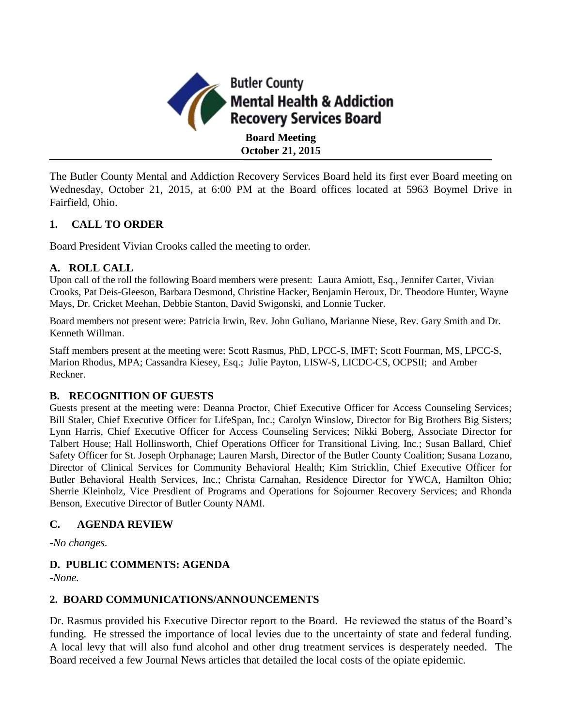# Butler County Mental Health & Addiction Recovery Services Board

**Board Meeting**
**October 21, 2015**

The Butler County Mental and Addiction Recovery Services Board held its first ever Board meeting on Wednesday, October 21, 2015, at 6:00 PM at the Board offices located at 5963 Boymel Drive in Fairfield, Ohio.

## 1. CALL TO ORDER

Board President Vivian Crooks called the meeting to order.

### A. ROLL CALL

Upon call of the roll the following Board members were present: Laura Amiott, Esq., Jennifer Carter, Vivian Crooks, Pat Deis-Gleeson, Barbara Desmond, Christine Hacker, Benjamin Heroux, Dr. Theodore Hunter, Wayne Mays, Dr. Cricket Meehan, Debbie Stanton, David Swigonski, and Lonnie Tucker.

Board members not present were: Patricia Irwin, Rev. John Guliano, Marianne Niese, Rev. Gary Smith and Dr. Kenneth Willman.

Staff members present at the meeting were: Scott Rasmus, PhD, LPCC-S, IMFT; Scott Fourman, MS, LPCC-S, Marion Rhodus, MPA; Cassandra Kiesey, Esq.; Julie Payton, LISW-S, LICDC-CS, OCPSII; and Amber Reckner.

### B. RECOGNITION OF GUESTS

Guests present at the meeting were: Deanna Proctor, Chief Executive Officer for Access Counseling Services; Bill Staler, Chief Executive Officer for LifeSpan, Inc.; Carolyn Winslow, Director for Big Brothers Big Sisters; Lynn Harris, Chief Executive Officer for Access Counseling Services; Nikki Boberg, Associate Director for Talbert House; Hall Hollinsworth, Chief Operations Officer for Transitional Living, Inc.; Susan Ballard, Chief Safety Officer for St. Joseph Orphanage; Lauren Marsh, Director of the Butler County Coalition; Susana Lozano, Director of Clinical Services for Community Behavioral Health; Kim Stricklin, Chief Executive Officer for Butler Behavioral Health Services, Inc.; Christa Carnahan, Residence Director for YWCA, Hamilton Ohio; Sherrie Kleinholz, Vice Presdient of Programs and Operations for Sojourner Recovery Services; and Rhonda Benson, Executive Director of Butler County NAMI.

### C. AGENDA REVIEW

*-No changes.*

### D. PUBLIC COMMENTS: AGENDA

*-None.*

## 2. BOARD COMMUNICATIONS/ANNOUNCEMENTS

Dr. Rasmus provided his Executive Director report to the Board. He reviewed the status of the Board's funding. He stressed the importance of local levies due to the uncertainty of state and federal funding. A local levy that will also fund alcohol and other drug treatment services is desperately needed. The Board received a few Journal News articles that detailed the local costs of the opiate epidemic.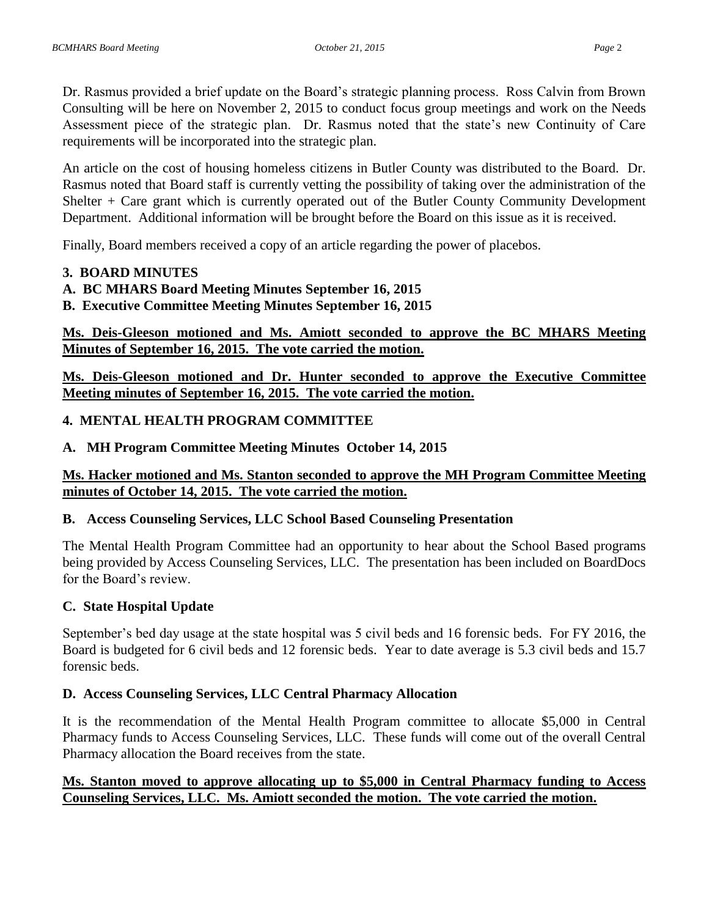Dr. Rasmus provided a brief update on the Board's strategic planning process. Ross Calvin from Brown Consulting will be here on November 2, 2015 to conduct focus group meetings and work on the Needs Assessment piece of the strategic plan. Dr. Rasmus noted that the state's new Continuity of Care requirements will be incorporated into the strategic plan.

An article on the cost of housing homeless citizens in Butler County was distributed to the Board. Dr. Rasmus noted that Board staff is currently vetting the possibility of taking over the administration of the Shelter + Care grant which is currently operated out of the Butler County Community Development Department. Additional information will be brought before the Board on this issue as it is received.

Finally, Board members received a copy of an article regarding the power of placebos.

**3. BOARD MINUTES**

**A. BC MHARS Board Meeting Minutes September 16, 2015**

**B. Executive Committee Meeting Minutes September 16, 2015**

**Ms. Deis-Gleeson motioned and Ms. Amiott seconded to approve the BC MHARS Meeting Minutes of September 16, 2015. The vote carried the motion.**

**Ms. Deis-Gleeson motioned and Dr. Hunter seconded to approve the Executive Committee Meeting minutes of September 16, 2015. The vote carried the motion.**

**4. MENTAL HEALTH PROGRAM COMMITTEE**

**A. MH Program Committee Meeting Minutes October 14, 2015**

**Ms. Hacker motioned and Ms. Stanton seconded to approve the MH Program Committee Meeting minutes of October 14, 2015. The vote carried the motion.**

**B. Access Counseling Services, LLC School Based Counseling Presentation**

The Mental Health Program Committee had an opportunity to hear about the School Based programs being provided by Access Counseling Services, LLC. The presentation has been included on BoardDocs for the Board's review.

**C. State Hospital Update**

September's bed day usage at the state hospital was 5 civil beds and 16 forensic beds. For FY 2016, the Board is budgeted for 6 civil beds and 12 forensic beds. Year to date average is 5.3 civil beds and 15.7 forensic beds.

**D. Access Counseling Services, LLC Central Pharmacy Allocation**

It is the recommendation of the Mental Health Program committee to allocate $5,000 in Central Pharmacy funds to Access Counseling Services, LLC. These funds will come out of the overall Central Pharmacy allocation the Board receives from the state.

**Ms. Stanton moved to approve allocating up to $5,000 in Central Pharmacy funding to Access Counseling Services, LLC. Ms. Amiott seconded the motion. The vote carried the motion.**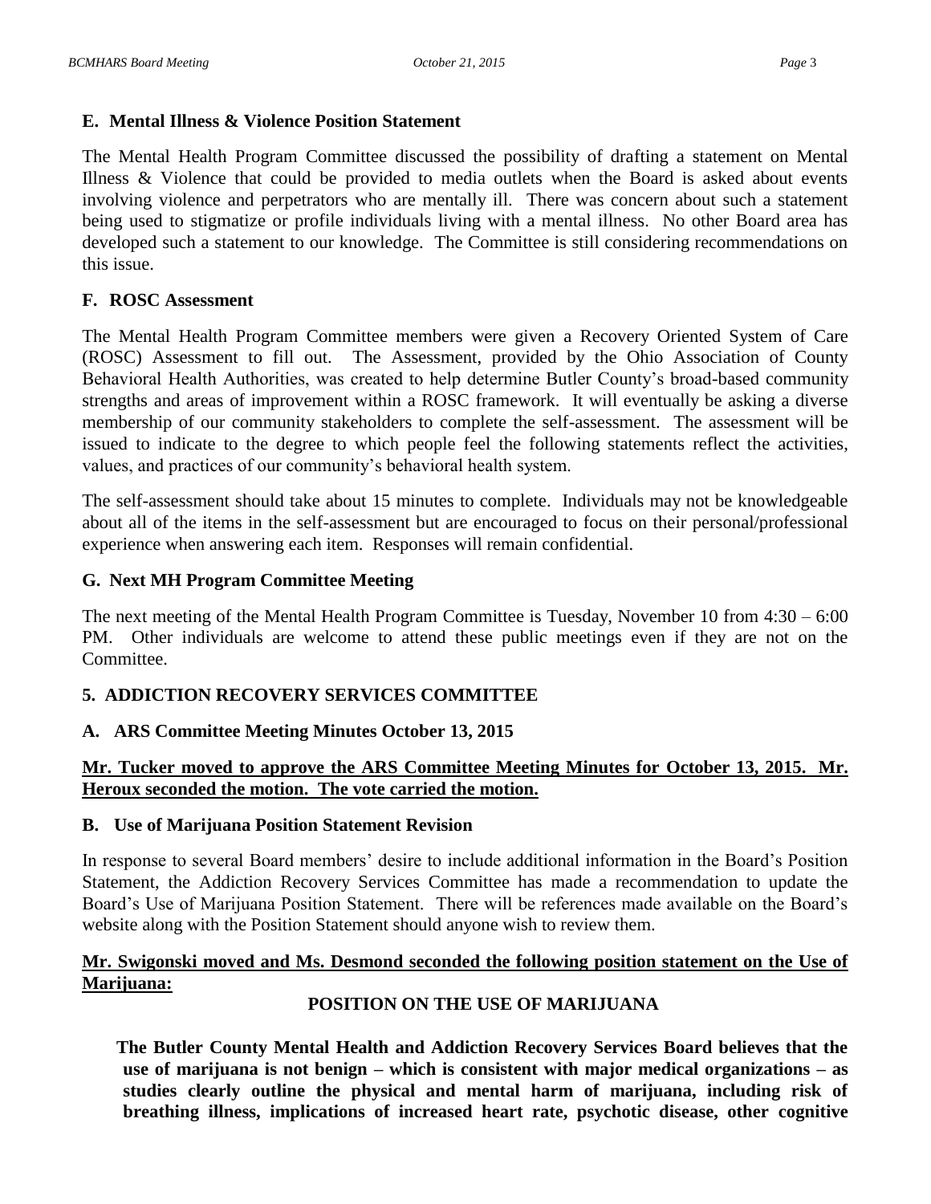### E. Mental Illness & Violence Position Statement

The Mental Health Program Committee discussed the possibility of drafting a statement on Mental Illness & Violence that could be provided to media outlets when the Board is asked about events involving violence and perpetrators who are mentally ill. There was concern about such a statement being used to stigmatize or profile individuals living with a mental illness. No other Board area has developed such a statement to our knowledge. The Committee is still considering recommendations on this issue.

### F. ROSC Assessment

The Mental Health Program Committee members were given a Recovery Oriented System of Care (ROSC) Assessment to fill out. The Assessment, provided by the Ohio Association of County Behavioral Health Authorities, was created to help determine Butler County's broad-based community strengths and areas of improvement within a ROSC framework. It will eventually be asking a diverse membership of our community stakeholders to complete the self-assessment. The assessment will be issued to indicate to the degree to which people feel the following statements reflect the activities, values, and practices of our community's behavioral health system.

The self-assessment should take about 15 minutes to complete. Individuals may not be knowledgeable about all of the items in the self-assessment but are encouraged to focus on their personal/professional experience when answering each item. Responses will remain confidential.

### G. Next MH Program Committee Meeting

The next meeting of the Mental Health Program Committee is Tuesday, November 10 from 4:30 – 6:00 PM. Other individuals are welcome to attend these public meetings even if they are not on the Committee.

## 5. ADDICTION RECOVERY SERVICES COMMITTEE

### A. ARS Committee Meeting Minutes October 13, 2015

**Mr. Tucker moved to approve the ARS Committee Meeting Minutes for October 13, 2015. Mr. Heroux seconded the motion. The vote carried the motion.**

### B. Use of Marijuana Position Statement Revision

In response to several Board members' desire to include additional information in the Board's Position Statement, the Addiction Recovery Services Committee has made a recommendation to update the Board's Use of Marijuana Position Statement. There will be references made available on the Board's website along with the Position Statement should anyone wish to review them.

**Mr. Swigonski moved and Ms. Desmond seconded the following position statement on the Use of Marijuana:**

**POSITION ON THE USE OF MARIJUANA**

**The Butler County Mental Health and Addiction Recovery Services Board believes that the use of marijuana is not benign – which is consistent with major medical organizations – as studies clearly outline the physical and mental harm of marijuana, including risk of breathing illness, implications of increased heart rate, psychotic disease, other cognitive**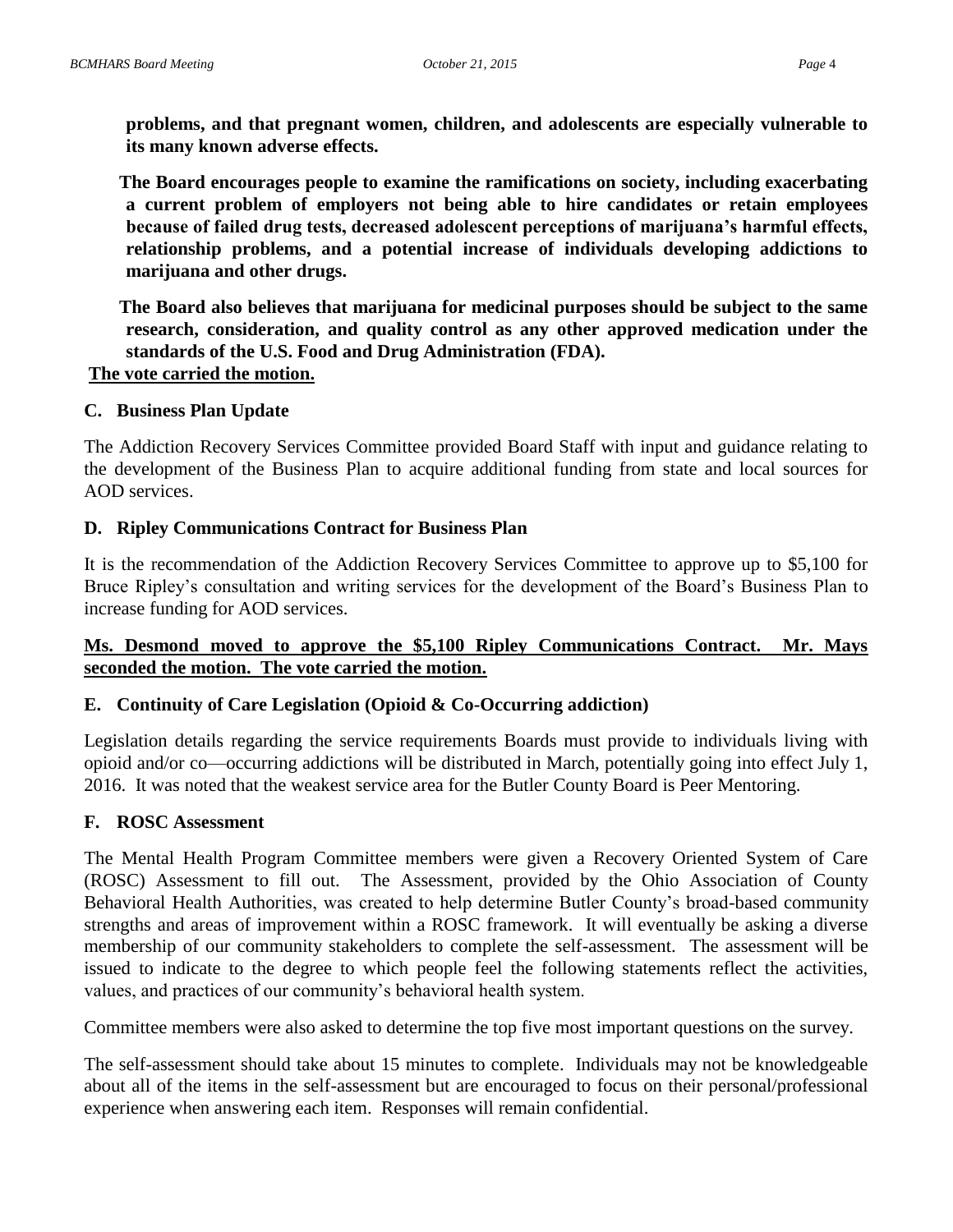**problems, and that pregnant women, children, and adolescents are especially vulnerable to its many known adverse effects.**

**The Board encourages people to examine the ramifications on society, including exacerbating a current problem of employers not being able to hire candidates or retain employees because of failed drug tests, decreased adolescent perceptions of marijuana's harmful effects, relationship problems, and a potential increase of individuals developing addictions to marijuana and other drugs.**

**The Board also believes that marijuana for medicinal purposes should be subject to the same research, consideration, and quality control as any other approved medication under the standards of the U.S. Food and Drug Administration (FDA).**

**The vote carried the motion.**

### C. Business Plan Update

The Addiction Recovery Services Committee provided Board Staff with input and guidance relating to the development of the Business Plan to acquire additional funding from state and local sources for AOD services.

### D. Ripley Communications Contract for Business Plan

It is the recommendation of the Addiction Recovery Services Committee to approve up to $5,100 for Bruce Ripley's consultation and writing services for the development of the Board's Business Plan to increase funding for AOD services.

**Ms. Desmond moved to approve the $5,100 Ripley Communications Contract. Mr. Mays seconded the motion. The vote carried the motion.**

### E. Continuity of Care Legislation (Opioid & Co-Occurring addiction)

Legislation details regarding the service requirements Boards must provide to individuals living with opioid and/or co—occurring addictions will be distributed in March, potentially going into effect July 1, 2016. It was noted that the weakest service area for the Butler County Board is Peer Mentoring.

### F. ROSC Assessment

The Mental Health Program Committee members were given a Recovery Oriented System of Care (ROSC) Assessment to fill out. The Assessment, provided by the Ohio Association of County Behavioral Health Authorities, was created to help determine Butler County's broad-based community strengths and areas of improvement within a ROSC framework. It will eventually be asking a diverse membership of our community stakeholders to complete the self-assessment. The assessment will be issued to indicate to the degree to which people feel the following statements reflect the activities, values, and practices of our community's behavioral health system.

Committee members were also asked to determine the top five most important questions on the survey.

The self-assessment should take about 15 minutes to complete. Individuals may not be knowledgeable about all of the items in the self-assessment but are encouraged to focus on their personal/professional experience when answering each item. Responses will remain confidential.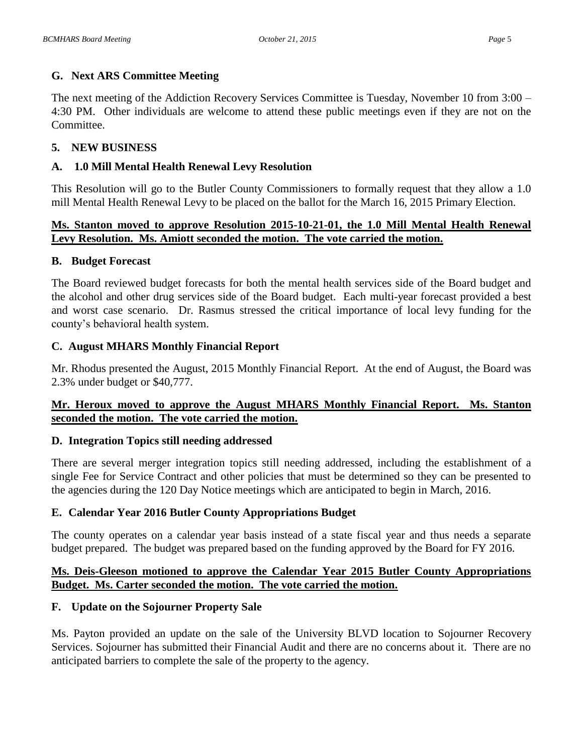### G. Next ARS Committee Meeting

The next meeting of the Addiction Recovery Services Committee is Tuesday, November 10 from 3:00 – 4:30 PM. Other individuals are welcome to attend these public meetings even if they are not on the Committee.

## 5. NEW BUSINESS

### A. 1.0 Mill Mental Health Renewal Levy Resolution

This Resolution will go to the Butler County Commissioners to formally request that they allow a 1.0 mill Mental Health Renewal Levy to be placed on the ballot for the March 16, 2015 Primary Election.

**Ms. Stanton moved to approve Resolution 2015-10-21-01, the 1.0 Mill Mental Health Renewal Levy Resolution. Ms. Amiott seconded the motion. The vote carried the motion.**

### B. Budget Forecast

The Board reviewed budget forecasts for both the mental health services side of the Board budget and the alcohol and other drug services side of the Board budget. Each multi-year forecast provided a best and worst case scenario. Dr. Rasmus stressed the critical importance of local levy funding for the county's behavioral health system.

### C. August MHARS Monthly Financial Report

Mr. Rhodus presented the August, 2015 Monthly Financial Report. At the end of August, the Board was 2.3% under budget or $40,777.

**Mr. Heroux moved to approve the August MHARS Monthly Financial Report. Ms. Stanton seconded the motion. The vote carried the motion.**

### D. Integration Topics still needing addressed

There are several merger integration topics still needing addressed, including the establishment of a single Fee for Service Contract and other policies that must be determined so they can be presented to the agencies during the 120 Day Notice meetings which are anticipated to begin in March, 2016.

### E. Calendar Year 2016 Butler County Appropriations Budget

The county operates on a calendar year basis instead of a state fiscal year and thus needs a separate budget prepared. The budget was prepared based on the funding approved by the Board for FY 2016.

**Ms. Deis-Gleeson motioned to approve the Calendar Year 2015 Butler County Appropriations Budget. Ms. Carter seconded the motion. The vote carried the motion.**

### F. Update on the Sojourner Property Sale

Ms. Payton provided an update on the sale of the University BLVD location to Sojourner Recovery Services. Sojourner has submitted their Financial Audit and there are no concerns about it. There are no anticipated barriers to complete the sale of the property to the agency.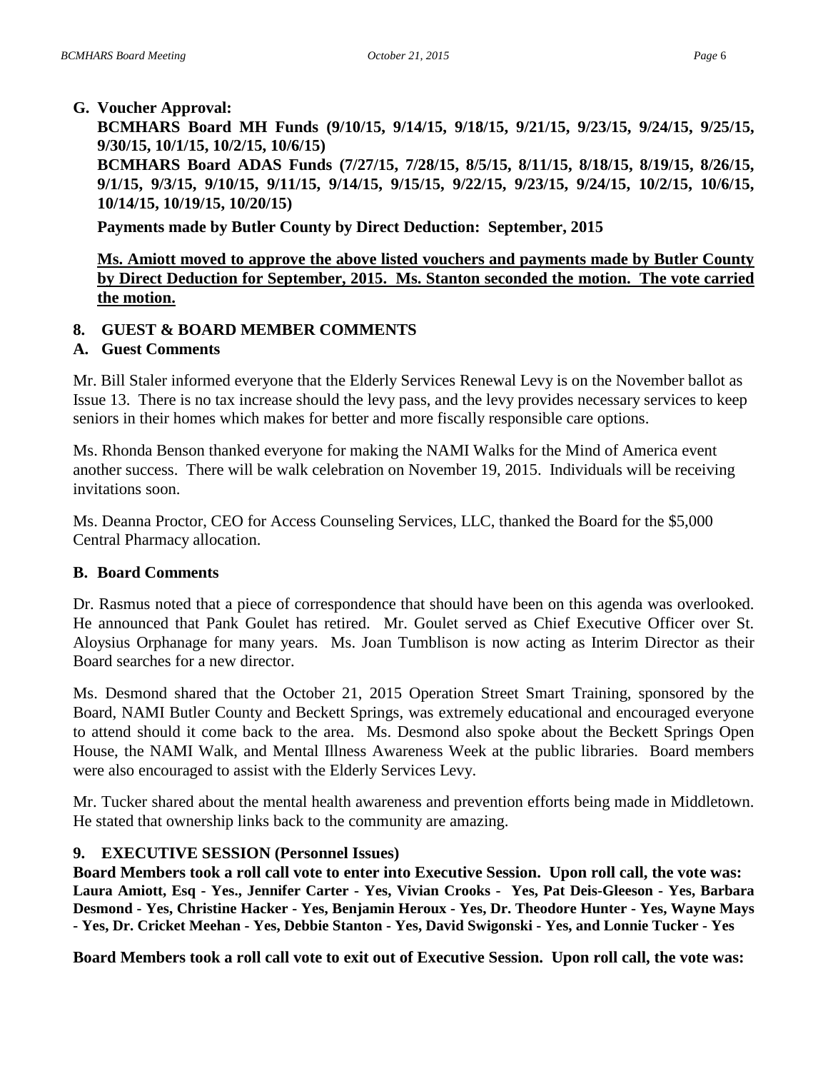**G. Voucher Approval:**

**BCMHARS Board MH Funds (9/10/15, 9/14/15, 9/18/15, 9/21/15, 9/23/15, 9/24/15, 9/25/15, 9/30/15, 10/1/15, 10/2/15, 10/6/15)**

**BCMHARS Board ADAS Funds (7/27/15, 7/28/15, 8/5/15, 8/11/15, 8/18/15, 8/19/15, 8/26/15, 9/1/15, 9/3/15, 9/10/15, 9/11/15, 9/14/15, 9/15/15, 9/22/15, 9/23/15, 9/24/15, 10/2/15, 10/6/15, 10/14/15, 10/19/15, 10/20/15)**

**Payments made by Butler County by Direct Deduction: September, 2015**

**<u>Ms. Amiott moved to approve the above listed vouchers and payments made by Butler County by Direct Deduction for September, 2015. Ms. Stanton seconded the motion. The vote carried the motion.</u>**

## 8. GUEST & BOARD MEMBER COMMENTS

### A. Guest Comments

Mr. Bill Staler informed everyone that the Elderly Services Renewal Levy is on the November ballot as Issue 13. There is no tax increase should the levy pass, and the levy provides necessary services to keep seniors in their homes which makes for better and more fiscally responsible care options.

Ms. Rhonda Benson thanked everyone for making the NAMI Walks for the Mind of America event another success. There will be walk celebration on November 19, 2015. Individuals will be receiving invitations soon.

Ms. Deanna Proctor, CEO for Access Counseling Services, LLC, thanked the Board for the $5,000 Central Pharmacy allocation.

### B. Board Comments

Dr. Rasmus noted that a piece of correspondence that should have been on this agenda was overlooked. He announced that Pank Goulet has retired. Mr. Goulet served as Chief Executive Officer over St. Aloysius Orphanage for many years. Ms. Joan Tumblison is now acting as Interim Director as their Board searches for a new director.

Ms. Desmond shared that the October 21, 2015 Operation Street Smart Training, sponsored by the Board, NAMI Butler County and Beckett Springs, was extremely educational and encouraged everyone to attend should it come back to the area. Ms. Desmond also spoke about the Beckett Springs Open House, the NAMI Walk, and Mental Illness Awareness Week at the public libraries. Board members were also encouraged to assist with the Elderly Services Levy.

Mr. Tucker shared about the mental health awareness and prevention efforts being made in Middletown. He stated that ownership links back to the community are amazing.

## 9. EXECUTIVE SESSION (Personnel Issues)

**Board Members took a roll call vote to enter into Executive Session. Upon roll call, the vote was: Laura Amiott, Esq - Yes., Jennifer Carter - Yes, Vivian Crooks - Yes, Pat Deis-Gleeson - Yes, Barbara Desmond - Yes, Christine Hacker - Yes, Benjamin Heroux - Yes, Dr. Theodore Hunter - Yes, Wayne Mays - Yes, Dr. Cricket Meehan - Yes, Debbie Stanton - Yes, David Swigonski - Yes, and Lonnie Tucker - Yes**

**Board Members took a roll call vote to exit out of Executive Session. Upon roll call, the vote was:**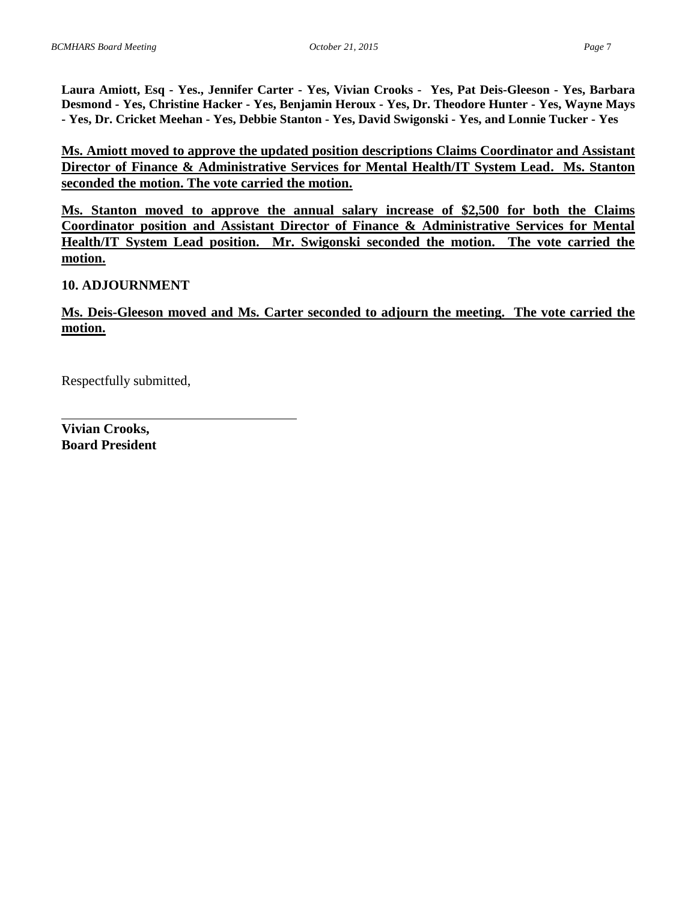**Laura Amiott, Esq - Yes., Jennifer Carter - Yes, Vivian Crooks - Yes, Pat Deis-Gleeson - Yes, Barbara Desmond - Yes, Christine Hacker - Yes, Benjamin Heroux - Yes, Dr. Theodore Hunter - Yes, Wayne Mays - Yes, Dr. Cricket Meehan - Yes, Debbie Stanton - Yes, David Swigonski - Yes, and Lonnie Tucker - Yes**

<u>**Ms. Amiott moved to approve the updated position descriptions Claims Coordinator and Assistant Director of Finance & Administrative Services for Mental Health/IT System Lead. Ms. Stanton seconded the motion. The vote carried the motion.**</u>

<u>**Ms. Stanton moved to approve the annual salary increase of $2,500 for both the Claims Coordinator position and Assistant Director of Finance & Administrative Services for Mental Health/IT System Lead position. Mr. Swigonski seconded the motion. The vote carried the motion.**</u>

**10. ADJOURNMENT**

<u>**Ms. Deis-Gleeson moved and Ms. Carter seconded to adjourn the meeting. The vote carried the motion.**</u>

Respectfully submitted,

\_\_\_\_\_\_\_\_\_\_\_\_\_\_\_\_\_\_\_\_\_\_\_\_\_\_\_\_\_\_\_\_\_\_\_\_

**Vivian Crooks,**
**Board President**